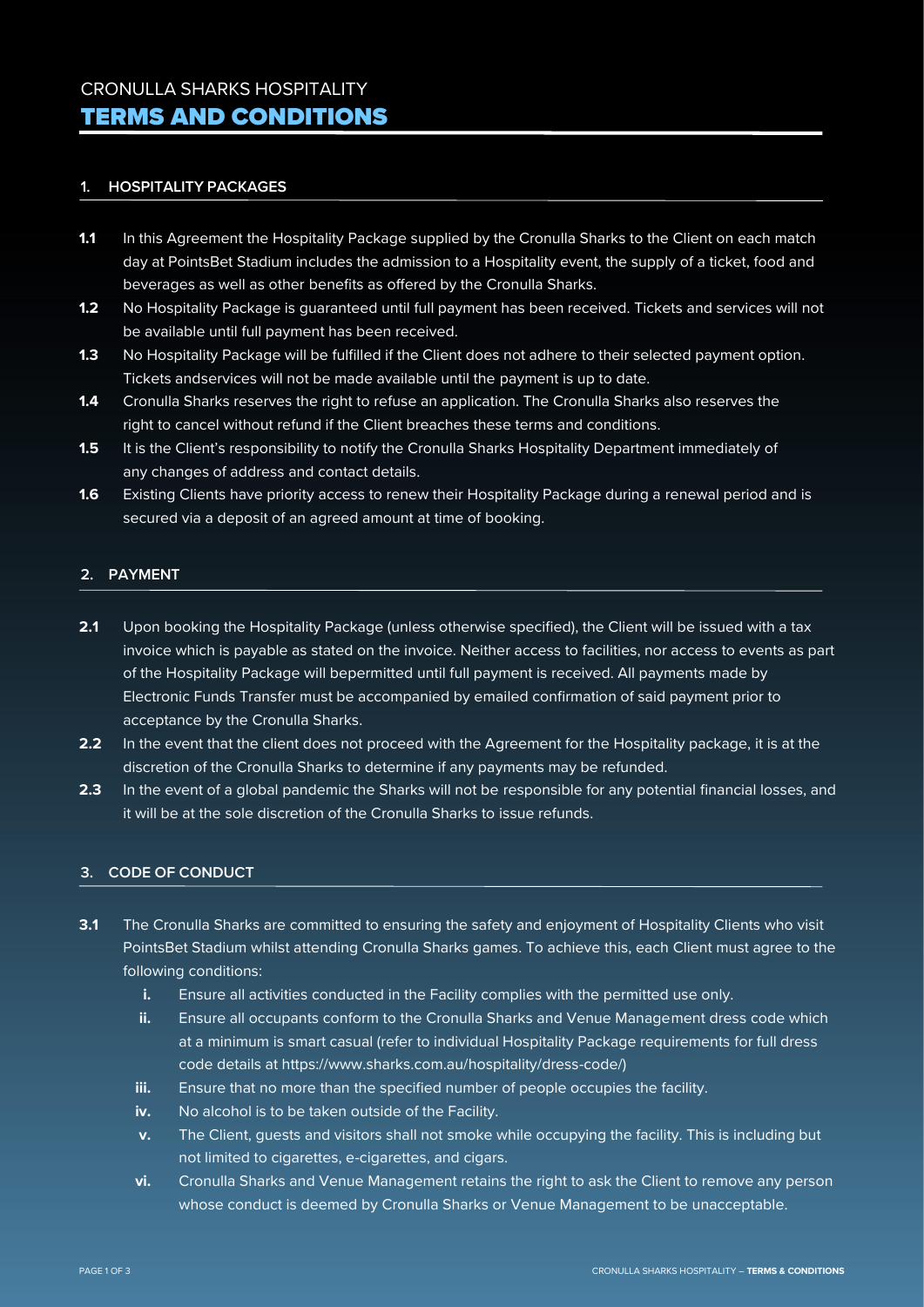CRONULLA SHARKS HOSPITALITY

# TERMS AND CONDITIONS

## 1. HOSPITALITY PACKAGES

**1.1** In this Agreement the Hospitality Package supplied by the Cronulla Sharks to the Client on each match day at PointsBet Stadium includes the admission to a Hospitality event, the supply of a ticket, food and beverages as well as other benefits as offered by the Cronulla Sharks.

**1.2** No Hospitality Package is guaranteed until full payment has been received. Tickets and services will not be available until full payment has been received.

**1.3** No Hospitality Package will be fulfilled if the Client does not adhere to their selected payment option. Tickets andservices will not be made available until the payment is up to date.

**1.4** Cronulla Sharks reserves the right to refuse an application. The Cronulla Sharks also reserves the right to cancel without refund if the Client breaches these terms and conditions.

**1.5** It is the Client's responsibility to notify the Cronulla Sharks Hospitality Department immediately of any changes of address and contact details.

**1.6** Existing Clients have priority access to renew their Hospitality Package during a renewal period and is secured via a deposit of an agreed amount at time of booking.

## 2. PAYMENT

**2.1** Upon booking the Hospitality Package (unless otherwise specified), the Client will be issued with a tax invoice which is payable as stated on the invoice. Neither access to facilities, nor access to events as part of the Hospitality Package will bepermitted until full payment is received. All payments made by Electronic Funds Transfer must be accompanied by emailed confirmation of said payment prior to acceptance by the Cronulla Sharks.

**2.2** In the event that the client does not proceed with the Agreement for the Hospitality package, it is at the discretion of the Cronulla Sharks to determine if any payments may be refunded.

**2.3** In the event of a global pandemic the Sharks will not be responsible for any potential financial losses, and it will be at the sole discretion of the Cronulla Sharks to issue refunds.

## 3. CODE OF CONDUCT

**3.1** The Cronulla Sharks are committed to ensuring the safety and enjoyment of Hospitality Clients who visit PointsBet Stadium whilst attending Cronulla Sharks games. To achieve this, each Client must agree to the following conditions:

- **i.** Ensure all activities conducted in the Facility complies with the permitted use only.
- **ii.** Ensure all occupants conform to the Cronulla Sharks and Venue Management dress code which at a minimum is smart casual (refer to individual Hospitality Package requirements for full dress code details at https://www.sharks.com.au/hospitality/dress-code/)
- **iii.** Ensure that no more than the specified number of people occupies the facility.
- **iv.** No alcohol is to be taken outside of the Facility.
- **v.** The Client, guests and visitors shall not smoke while occupying the facility. This is including but not limited to cigarettes, e-cigarettes, and cigars.
- **vi.** Cronulla Sharks and Venue Management retains the right to ask the Client to remove any person whose conduct is deemed by Cronulla Sharks or Venue Management to be unacceptable.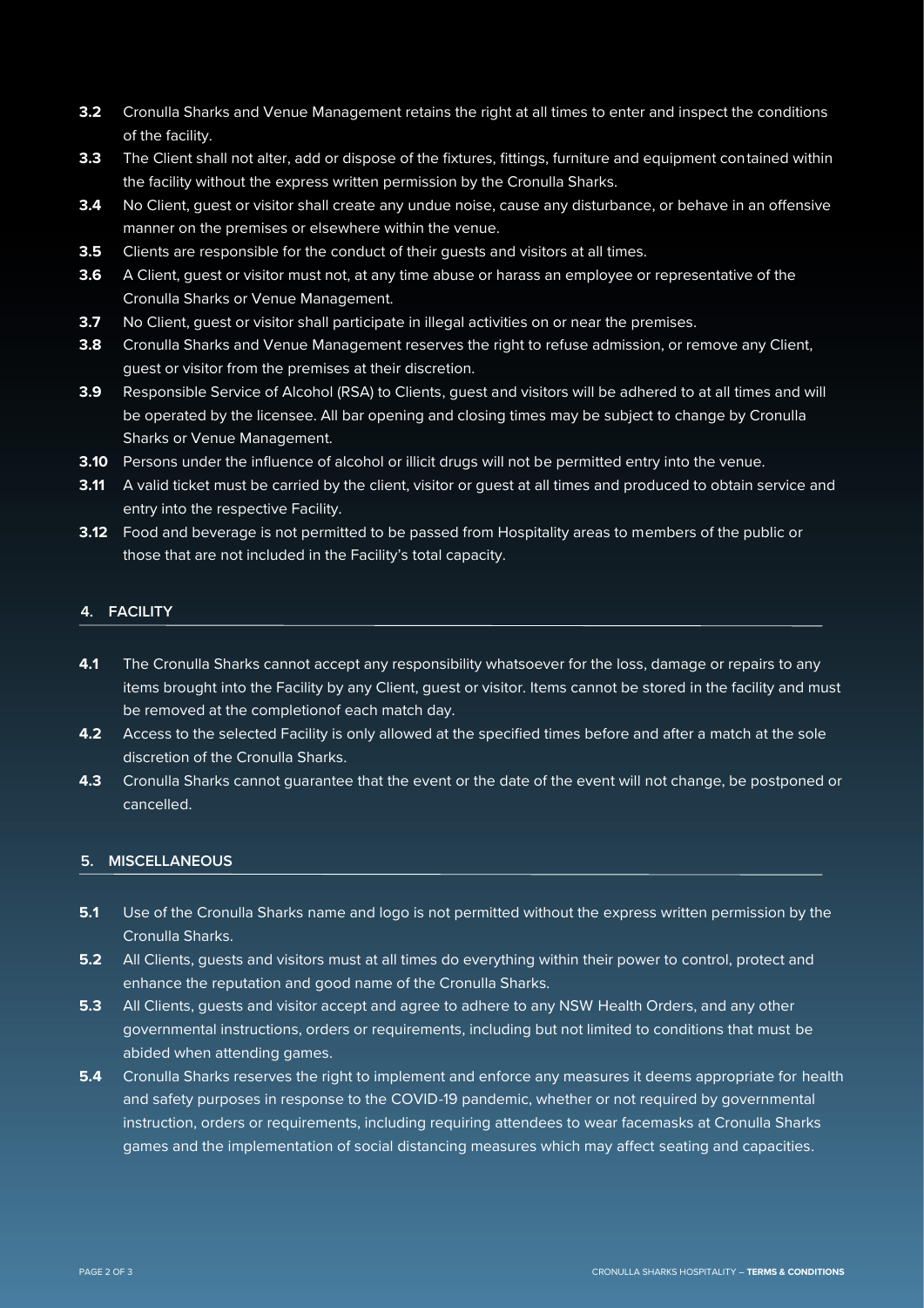**3.2** Cronulla Sharks and Venue Management retains the right at all times to enter and inspect the conditions of the facility.

**3.3** The Client shall not alter, add or dispose of the fixtures, fittings, furniture and equipment contained within the facility without the express written permission by the Cronulla Sharks.

**3.4** No Client, guest or visitor shall create any undue noise, cause any disturbance, or behave in an offensive manner on the premises or elsewhere within the venue.

**3.5** Clients are responsible for the conduct of their guests and visitors at all times.

**3.6** A Client, guest or visitor must not, at any time abuse or harass an employee or representative of the Cronulla Sharks or Venue Management.

**3.7** No Client, guest or visitor shall participate in illegal activities on or near the premises.

**3.8** Cronulla Sharks and Venue Management reserves the right to refuse admission, or remove any Client, guest or visitor from the premises at their discretion.

**3.9** Responsible Service of Alcohol (RSA) to Clients, guest and visitors will be adhered to at all times and will be operated by the licensee. All bar opening and closing times may be subject to change by Cronulla Sharks or Venue Management.

**3.10** Persons under the influence of alcohol or illicit drugs will not be permitted entry into the venue.

**3.11** A valid ticket must be carried by the client, visitor or guest at all times and produced to obtain service and entry into the respective Facility.

**3.12** Food and beverage is not permitted to be passed from Hospitality areas to members of the public or those that are not included in the Facility's total capacity.

## 4. FACILITY

**4.1** The Cronulla Sharks cannot accept any responsibility whatsoever for the loss, damage or repairs to any items brought into the Facility by any Client, guest or visitor. Items cannot be stored in the facility and must be removed at the completionof each match day.

**4.2** Access to the selected Facility is only allowed at the specified times before and after a match at the sole discretion of the Cronulla Sharks.

**4.3** Cronulla Sharks cannot guarantee that the event or the date of the event will not change, be postponed or cancelled.

## 5. MISCELLANEOUS

**5.1** Use of the Cronulla Sharks name and logo is not permitted without the express written permission by the Cronulla Sharks.

**5.2** All Clients, guests and visitors must at all times do everything within their power to control, protect and enhance the reputation and good name of the Cronulla Sharks.

**5.3** All Clients, guests and visitor accept and agree to adhere to any NSW Health Orders, and any other governmental instructions, orders or requirements, including but not limited to conditions that must be abided when attending games.

**5.4** Cronulla Sharks reserves the right to implement and enforce any measures it deems appropriate for health and safety purposes in response to the COVID-19 pandemic, whether or not required by governmental instruction, orders or requirements, including requiring attendees to wear facemasks at Cronulla Sharks games and the implementation of social distancing measures which may affect seating and capacities.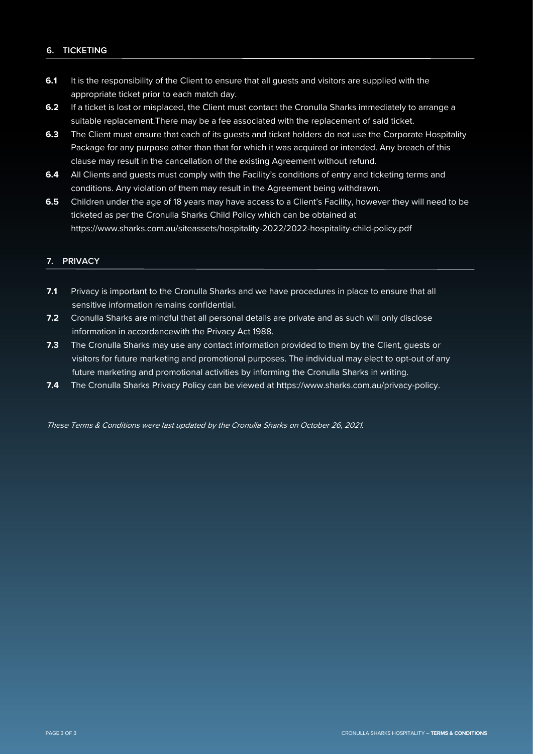## 6. TICKETING

**6.1** It is the responsibility of the Client to ensure that all guests and visitors are supplied with the appropriate ticket prior to each match day.

**6.2** If a ticket is lost or misplaced, the Client must contact the Cronulla Sharks immediately to arrange a suitable replacement.There may be a fee associated with the replacement of said ticket.

**6.3** The Client must ensure that each of its guests and ticket holders do not use the Corporate Hospitality Package for any purpose other than that for which it was acquired or intended. Any breach of this clause may result in the cancellation of the existing Agreement without refund.

**6.4** All Clients and guests must comply with the Facility's conditions of entry and ticketing terms and conditions. Any violation of them may result in the Agreement being withdrawn.

**6.5** Children under the age of 18 years may have access to a Client's Facility, however they will need to be ticketed as per the Cronulla Sharks Child Policy which can be obtained at https://www.sharks.com.au/siteassets/hospitality-2022/2022-hospitality-child-policy.pdf

## 7. PRIVACY

**7.1** Privacy is important to the Cronulla Sharks and we have procedures in place to ensure that all sensitive information remains confidential.

**7.2** Cronulla Sharks are mindful that all personal details are private and as such will only disclose information in accordancewith the Privacy Act 1988.

**7.3** The Cronulla Sharks may use any contact information provided to them by the Client, guests or visitors for future marketing and promotional purposes. The individual may elect to opt-out of any future marketing and promotional activities by informing the Cronulla Sharks in writing.

**7.4** The Cronulla Sharks Privacy Policy can be viewed at https://www.sharks.com.au/privacy-policy.

*These Terms & Conditions were last updated by the Cronulla Sharks on October 26, 2021.*